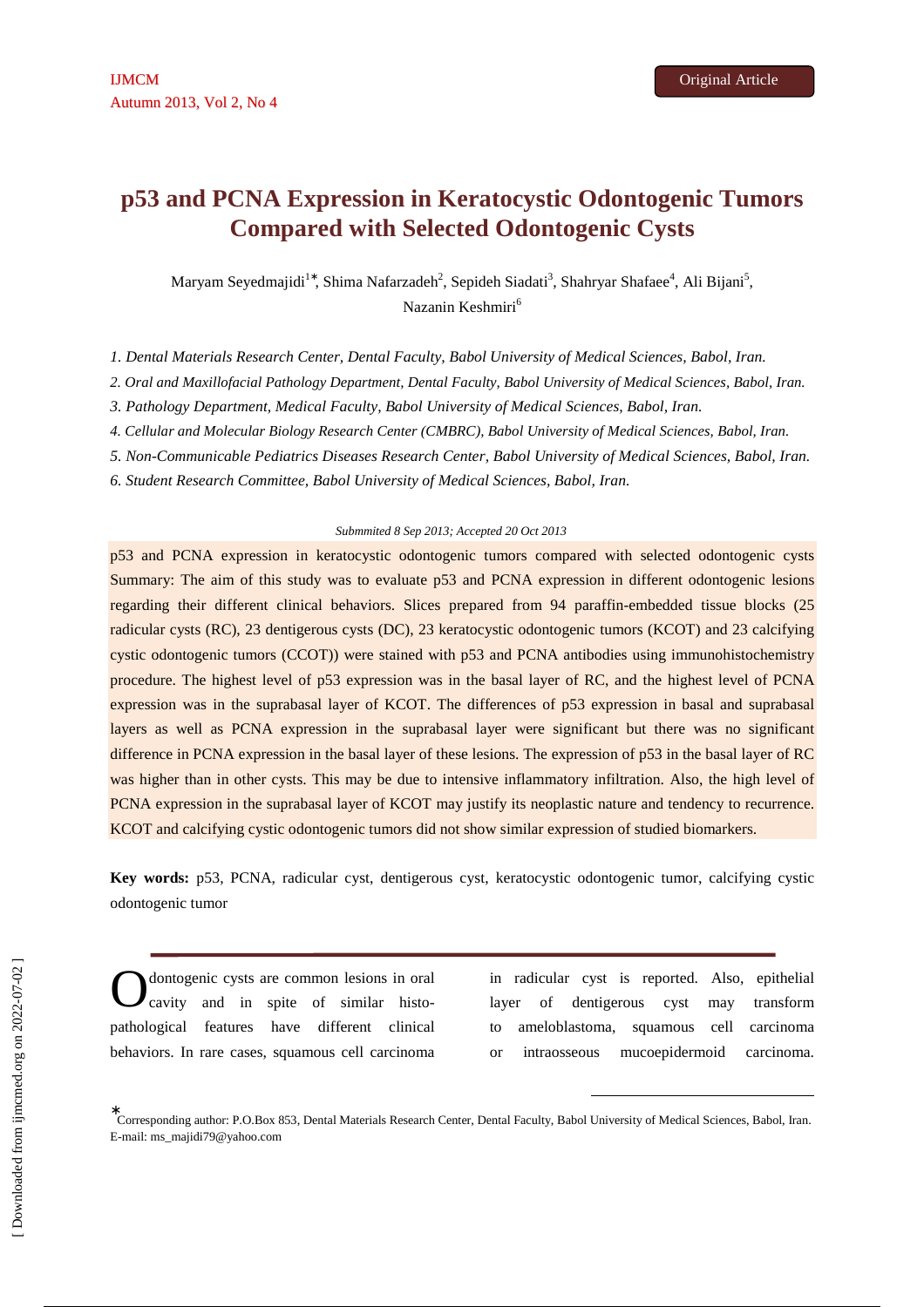# p53 and PCNA Expression in Keratocystic Odontogenic Tumors Compared with Selected Odontogenic Cysts

Maryam Seyedmajidi[1*], Shima Nafarzadeh[2], Sepideh Siadati[3], Shahryar Shafaee[4], Ali Bijani[5], Nazanin Keshmiri[6]

*1. Dental Materials Research Center, Dental Faculty, Babol University of Medical Sciences, Babol, Iran.*

*2. Oral and Maxillofacial Pathology Department, Dental Faculty, Babol University of Medical Sciences, Babol, Iran.*

*3. Pathology Department, Medical Faculty, Babol University of Medical Sciences, Babol, Iran.*

*4. Cellular and Molecular Biology Research Center (CMBRC), Babol University of Medical Sciences, Babol, Iran.*

*5. Non-Communicable Pediatrics Diseases Research Center, Babol University of Medical Sciences, Babol, Iran.*

*6. Student Research Committee, Babol University of Medical Sciences, Babol, Iran.*

*Submmited 8 Sep 2013; Accepted 20 Oct 2013*

p53 and PCNA expression in keratocystic odontogenic tumors compared with selected odontogenic cysts

Summary: The aim of this study was to evaluate p53 and PCNA expression in different odontogenic lesions regarding their different clinical behaviors. Slices prepared from 94 paraffin-embedded tissue blocks (25 radicular cysts (RC), 23 dentigerous cysts (DC), 23 keratocystic odontogenic tumors (KCOT) and 23 calcifying cystic odontogenic tumors (CCOT)) were stained with p53 and PCNA antibodies using immunohistochemistry procedure. The highest level of p53 expression was in the basal layer of RC, and the highest level of PCNA expression was in the suprabasal layer of KCOT. The differences of p53 expression in basal and suprabasal layers as well as PCNA expression in the suprabasal layer were significant but there was no significant difference in PCNA expression in the basal layer of these lesions. The expression of p53 in the basal layer of RC was higher than in other cysts. This may be due to intensive inflammatory infiltration. Also, the high level of PCNA expression in the suprabasal layer of KCOT may justify its neoplastic nature and tendency to recurrence. KCOT and calcifying cystic odontogenic tumors did not show similar expression of studied biomarkers.

**Key words:** p53, PCNA, radicular cyst, dentigerous cyst, keratocystic odontogenic tumor, calcifying cystic odontogenic tumor

Odontogenic cysts are common lesions in oral cavity and in spite of similar histo-pathological features have different clinical behaviors. In rare cases, squamous cell carcinoma in radicular cyst is reported. Also, epithelial layer of dentigerous cyst may transform to ameloblastoma, squamous cell carcinoma or intraosseous mucoepidermoid carcinoma.

*Corresponding author: P.O.Box 853, Dental Materials Research Center, Dental Faculty, Babol University of Medical Sciences, Babol, Iran. E-mail: ms_majidi79@yahoo.com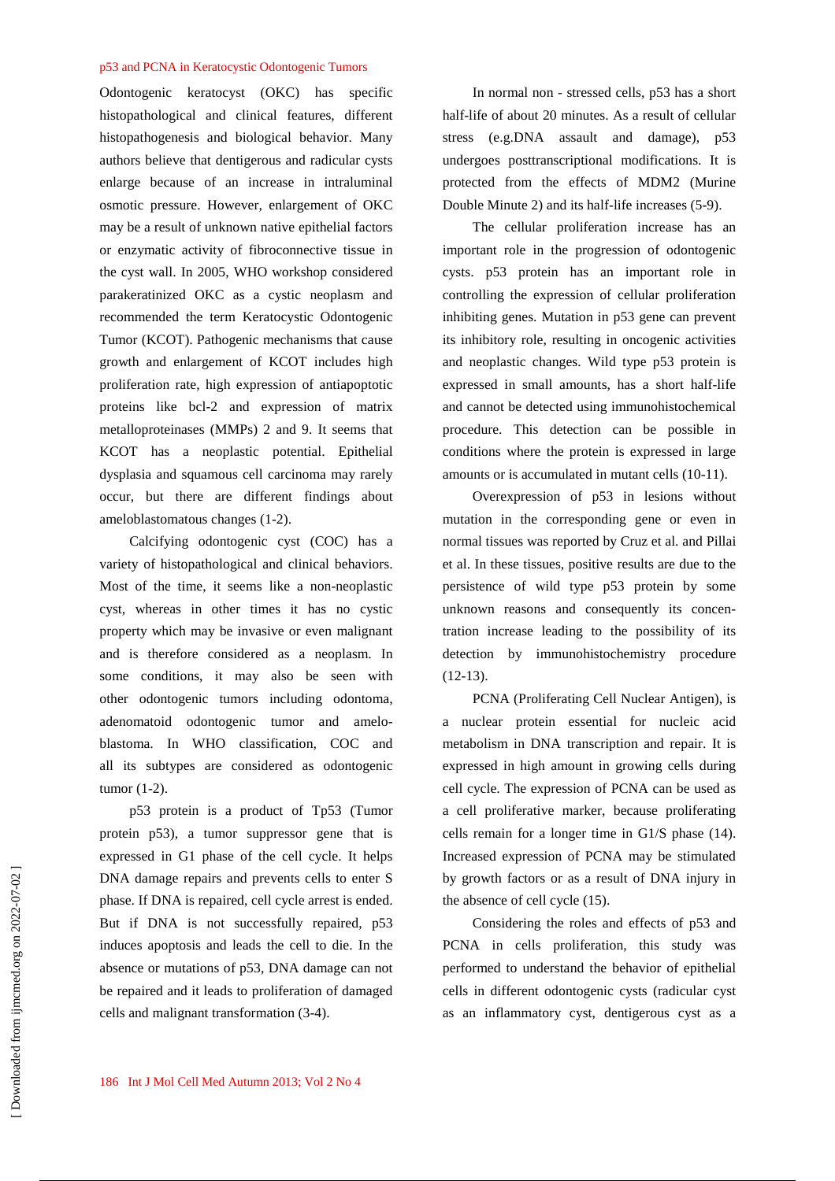Odontogenic keratocyst (OKC) has specific histopathological and clinical features, different histopathogenesis and biological behavior. Many authors believe that dentigerous and radicular cysts enlarge because of an increase in intraluminal osmotic pressure. However, enlargement of OKC may be a result of unknown native epithelial factors or enzymatic activity of fibroconnective tissue in the cyst wall. In 2005, WHO workshop considered parakeratinized OKC as a cystic neoplasm and recommended the term Keratocystic Odontogenic Tumor (KCOT). Pathogenic mechanisms that cause growth and enlargement of KCOT includes high proliferation rate, high expression of antiapoptotic proteins like bcl-2 and expression of matrix metalloproteinases (MMPs) 2 and 9. It seems that KCOT has a neoplastic potential. Epithelial dysplasia and squamous cell carcinoma may rarely occur, but there are different findings about ameloblastomatous changes (1-2).

Calcifying odontogenic cyst (COC) has a variety of histopathological and clinical behaviors. Most of the time, it seems like a non-neoplastic cyst, whereas in other times it has no cystic property which may be invasive or even malignant and is therefore considered as a neoplasm. In some conditions, it may also be seen with other odontogenic tumors including odontoma, adenomatoid odontogenic tumor and ameloblastoma. In WHO classification, COC and all its subtypes are considered as odontogenic tumor (1-2).

p53 protein is a product of Tp53 (Tumor protein p53), a tumor suppressor gene that is expressed in G1 phase of the cell cycle. It helps DNA damage repairs and prevents cells to enter S phase. If DNA is repaired, cell cycle arrest is ended. But if DNA is not successfully repaired, p53 induces apoptosis and leads the cell to die. In the absence or mutations of p53, DNA damage can not be repaired and it leads to proliferation of damaged cells and malignant transformation (3-4).

In normal non - stressed cells, p53 has a short half-life of about 20 minutes. As a result of cellular stress (e.g.DNA assault and damage), p53 undergoes posttranscriptional modifications. It is protected from the effects of MDM2 (Murine Double Minute 2) and its half-life increases (5-9).

The cellular proliferation increase has an important role in the progression of odontogenic cysts. p53 protein has an important role in controlling the expression of cellular proliferation inhibiting genes. Mutation in p53 gene can prevent its inhibitory role, resulting in oncogenic activities and neoplastic changes. Wild type p53 protein is expressed in small amounts, has a short half-life and cannot be detected using immunohistochemical procedure. This detection can be possible in conditions where the protein is expressed in large amounts or is accumulated in mutant cells (10-11).

Overexpression of p53 in lesions without mutation in the corresponding gene or even in normal tissues was reported by Cruz et al. and Pillai et al. In these tissues, positive results are due to the persistence of wild type p53 protein by some unknown reasons and consequently its concentration increase leading to the possibility of its detection by immunohistochemistry procedure (12-13).

PCNA (Proliferating Cell Nuclear Antigen), is a nuclear protein essential for nucleic acid metabolism in DNA transcription and repair. It is expressed in high amount in growing cells during cell cycle. The expression of PCNA can be used as a cell proliferative marker, because proliferating cells remain for a longer time in G1/S phase (14). Increased expression of PCNA may be stimulated by growth factors or as a result of DNA injury in the absence of cell cycle (15).

Considering the roles and effects of p53 and PCNA in cells proliferation, this study was performed to understand the behavior of epithelial cells in different odontogenic cysts (radicular cyst as an inflammatory cyst, dentigerous cyst as a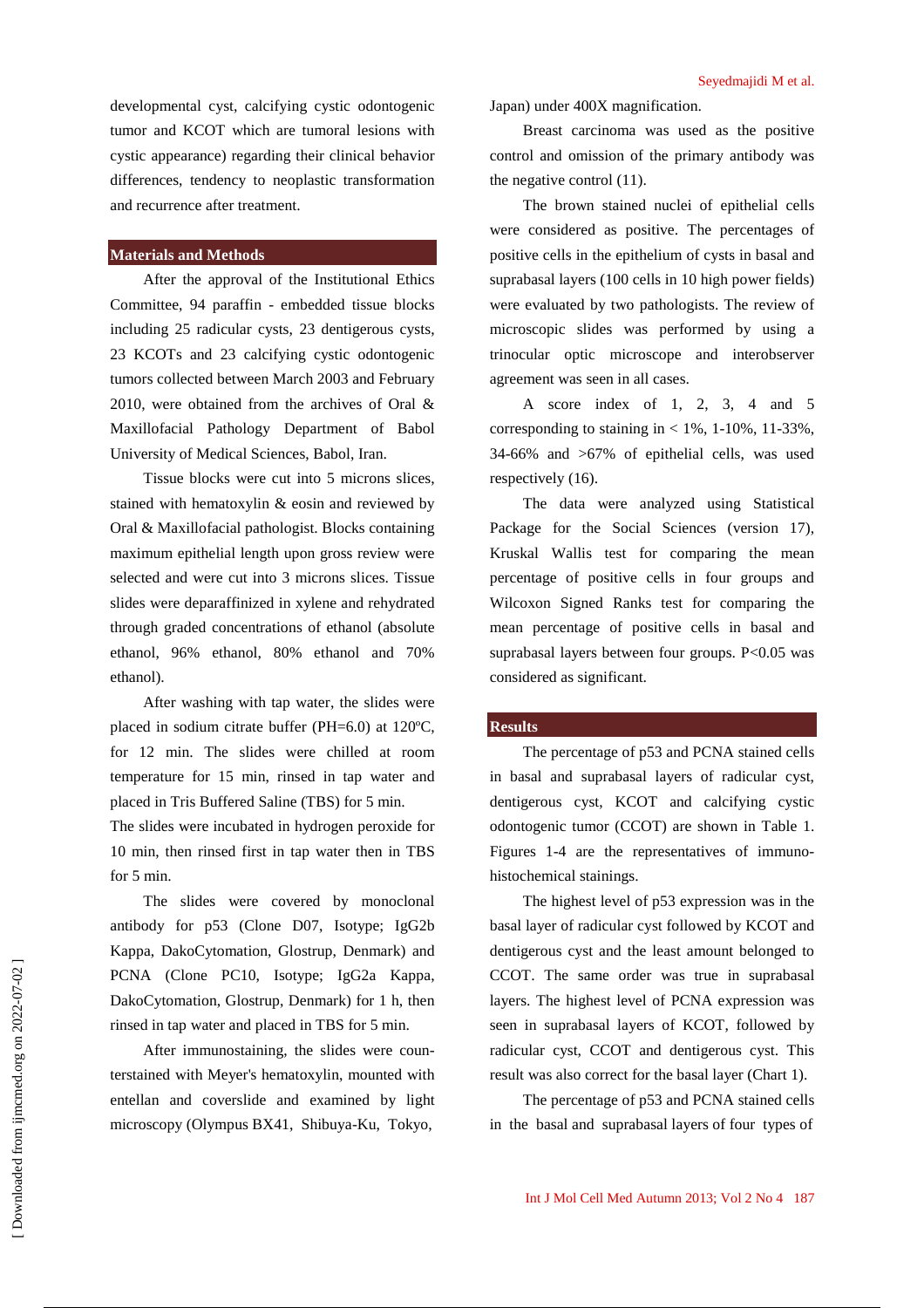developmental cyst, calcifying cystic odontogenic tumor and KCOT which are tumoral lesions with cystic appearance) regarding their clinical behavior differences, tendency to neoplastic transformation and recurrence after treatment.

## Materials and Methods

After the approval of the Institutional Ethics Committee, 94 paraffin - embedded tissue blocks including 25 radicular cysts, 23 dentigerous cysts, 23 KCOTs and 23 calcifying cystic odontogenic tumors collected between March 2003 and February 2010, were obtained from the archives of Oral & Maxillofacial Pathology Department of Babol University of Medical Sciences, Babol, Iran.

Tissue blocks were cut into 5 microns slices, stained with hematoxylin & eosin and reviewed by Oral & Maxillofacial pathologist. Blocks containing maximum epithelial length upon gross review were selected and were cut into 3 microns slices. Tissue slides were deparaffinized in xylene and rehydrated through graded concentrations of ethanol (absolute ethanol, 96% ethanol, 80% ethanol and 70% ethanol).

After washing with tap water, the slides were placed in sodium citrate buffer (PH=6.0) at 120ºC, for 12 min. The slides were chilled at room temperature for 15 min, rinsed in tap water and placed in Tris Buffered Saline (TBS) for 5 min.

The slides were incubated in hydrogen peroxide for 10 min, then rinsed first in tap water then in TBS for 5 min.

The slides were covered by monoclonal antibody for p53 (Clone D07, Isotype; IgG2b Kappa, DakoCytomation, Glostrup, Denmark) and PCNA (Clone PC10, Isotype; IgG2a Kappa, DakoCytomation, Glostrup, Denmark) for 1 h, then rinsed in tap water and placed in TBS for 5 min.

After immunostaining, the slides were counterstained with Meyer's hematoxylin, mounted with entellan and coverslide and examined by light microscopy (Olympus BX41, Shibuya-Ku, Tokyo, Japan) under 400X magnification.

Breast carcinoma was used as the positive control and omission of the primary antibody was the negative control (11).

The brown stained nuclei of epithelial cells were considered as positive. The percentages of positive cells in the epithelium of cysts in basal and suprabasal layers (100 cells in 10 high power fields) were evaluated by two pathologists. The review of microscopic slides was performed by using a trinocular optic microscope and interobserver agreement was seen in all cases.

A score index of 1, 2, 3, 4 and 5 corresponding to staining in < 1%, 1-10%, 11-33%, 34-66% and >67% of epithelial cells, was used respectively (16).

The data were analyzed using Statistical Package for the Social Sciences (version 17), Kruskal Wallis test for comparing the mean percentage of positive cells in four groups and Wilcoxon Signed Ranks test for comparing the mean percentage of positive cells in basal and suprabasal layers between four groups. P<0.05 was considered as significant.

## Results

The percentage of p53 and PCNA stained cells in basal and suprabasal layers of radicular cyst, dentigerous cyst, KCOT and calcifying cystic odontogenic tumor (CCOT) are shown in Table 1. Figures 1-4 are the representatives of immuno-histochemical stainings.

The highest level of p53 expression was in the basal layer of radicular cyst followed by KCOT and dentigerous cyst and the least amount belonged to CCOT. The same order was true in suprabasal layers. The highest level of PCNA expression was seen in suprabasal layers of KCOT, followed by radicular cyst, CCOT and dentigerous cyst. This result was also correct for the basal layer (Chart 1).

The percentage of p53 and PCNA stained cells in the basal and suprabasal layers of four types of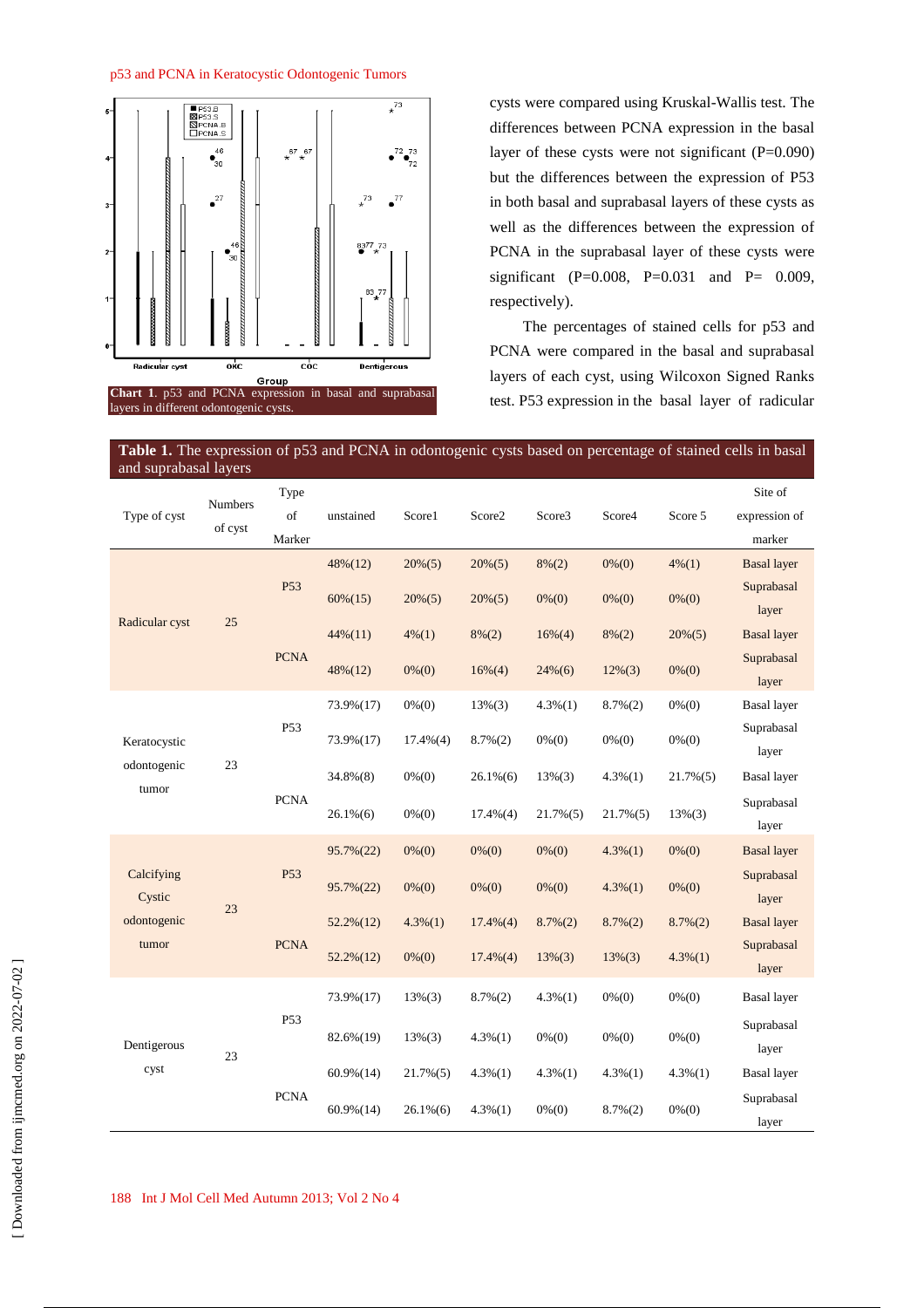Chart 1. p53 and PCNA expression in basal and suprabasal layers in different odontogenic cysts.

cysts were compared using Kruskal-Wallis test. The differences between PCNA expression in the basal layer of these cysts were not significant (P=0.090) but the differences between the expression of P53 in both basal and suprabasal layers of these cysts as well as the differences between the expression of PCNA in the suprabasal layer of these cysts were significant (P=0.008, P=0.031 and P= 0.009, respectively).

The percentages of stained cells for p53 and PCNA were compared in the basal and suprabasal layers of each cyst, using Wilcoxon Signed Ranks test. P53 expression in the basal layer of radicular

**Table 1.** The expression of p53 and PCNA in odontogenic cysts based on percentage of stained cells in basal and suprabasal layers

| Type of cyst | Numbers of cyst | Type of Marker | unstained | Score1 | Score2 | Score3 | Score4 | Score 5 | Site of expression of marker |
|---|---|---|---|---|---|---|---|---|---|
| Radicular cyst | 25 | P53 | 48%(12) | 20%(5) | 20%(5) | 8%(2) | 0%(0) | 4%(1) | Basal layer |
| | | | 60%(15) | 20%(5) | 20%(5) | 0%(0) | 0%(0) | 0%(0) | Suprabasal layer |
| | | PCNA | 44%(11) | 4%(1) | 8%(2) | 16%(4) | 8%(2) | 20%(5) | Basal layer |
| | | | 48%(12) | 0%(0) | 16%(4) | 24%(6) | 12%(3) | 0%(0) | Suprabasal layer |
| Keratocystic odontogenic tumor | 23 | P53 | 73.9%(17) | 0%(0) | 13%(3) | 4.3%(1) | 8.7%(2) | 0%(0) | Basal layer |
| | | | 73.9%(17) | 17.4%(4) | 8.7%(2) | 0%(0) | 0%(0) | 0%(0) | Suprabasal layer |
| | | PCNA | 34.8%(8) | 0%(0) | 26.1%(6) | 13%(3) | 4.3%(1) | 21.7%(5) | Basal layer |
| | | | 26.1%(6) | 0%(0) | 17.4%(4) | 21.7%(5) | 21.7%(5) | 13%(3) | Suprabasal layer |
| Calcifying Cystic odontogenic tumor | 23 | P53 | 95.7%(22) | 0%(0) | 0%(0) | 0%(0) | 4.3%(1) | 0%(0) | Basal layer |
| | | | 95.7%(22) | 0%(0) | 0%(0) | 0%(0) | 4.3%(1) | 0%(0) | Suprabasal layer |
| | | PCNA | 52.2%(12) | 4.3%(1) | 17.4%(4) | 8.7%(2) | 8.7%(2) | 8.7%(2) | Basal layer |
| | | | 52.2%(12) | 0%(0) | 17.4%(4) | 13%(3) | 13%(3) | 4.3%(1) | Suprabasal layer |
| Dentigerous cyst | 23 | P53 | 73.9%(17) | 13%(3) | 8.7%(2) | 4.3%(1) | 0%(0) | 0%(0) | Basal layer |
| | | | 82.6%(19) | 13%(3) | 4.3%(1) | 0%(0) | 0%(0) | 0%(0) | Suprabasal layer |
| | | PCNA | 60.9%(14) | 21.7%(5) | 4.3%(1) | 4.3%(1) | 4.3%(1) | 4.3%(1) | Basal layer |
| | | | 60.9%(14) | 26.1%(6) | 4.3%(1) | 0%(0) | 8.7%(2) | 0%(0) | Suprabasal layer |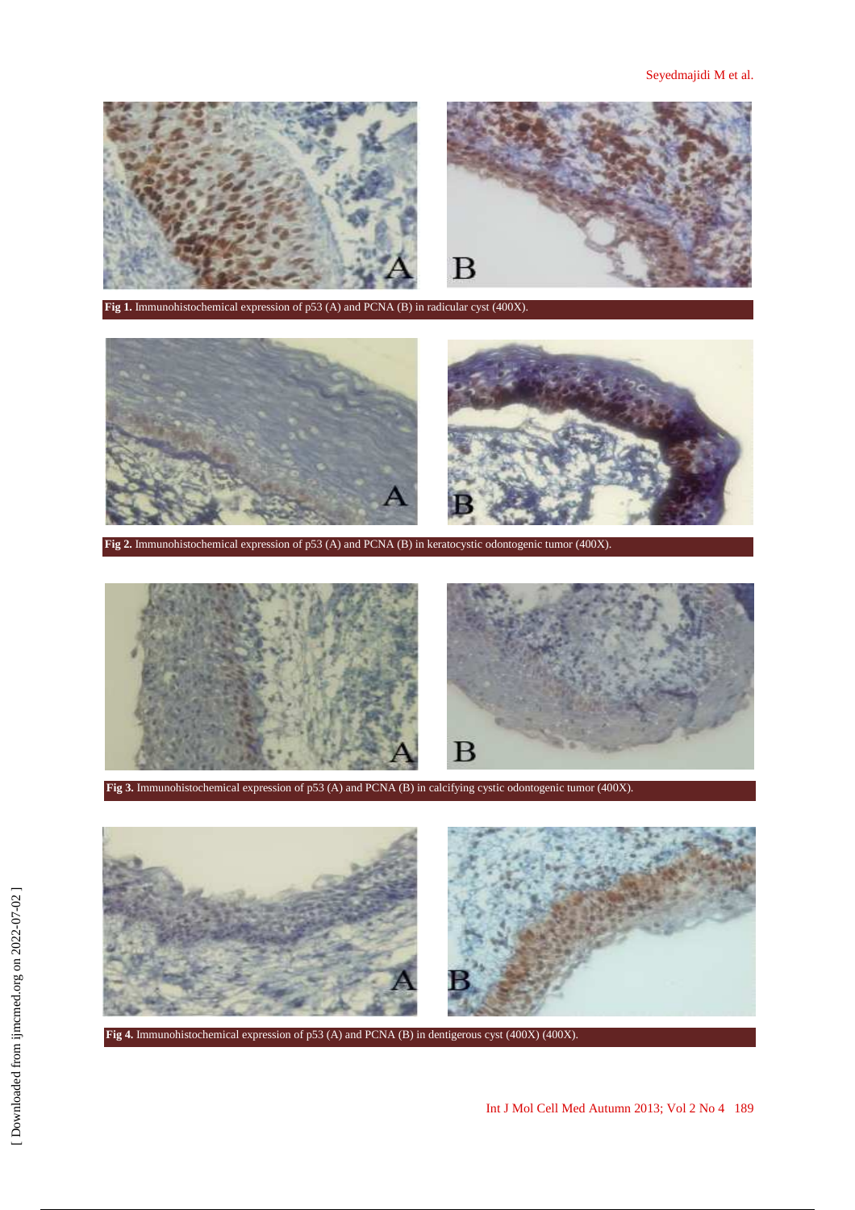**Fig 1.** Immunohistochemical expression of p53 (A) and PCNA (B) in radicular cyst (400X).

**Fig 2.** Immunohistochemical expression of p53 (A) and PCNA (B) in keratocystic odontogenic tumor (400X).

**Fig 3.** Immunohistochemical expression of p53 (A) and PCNA (B) in calcifying cystic odontogenic tumor (400X).

**Fig 4.** Immunohistochemical expression of p53 (A) and PCNA (B) in dentigerous cyst (400X) (400X).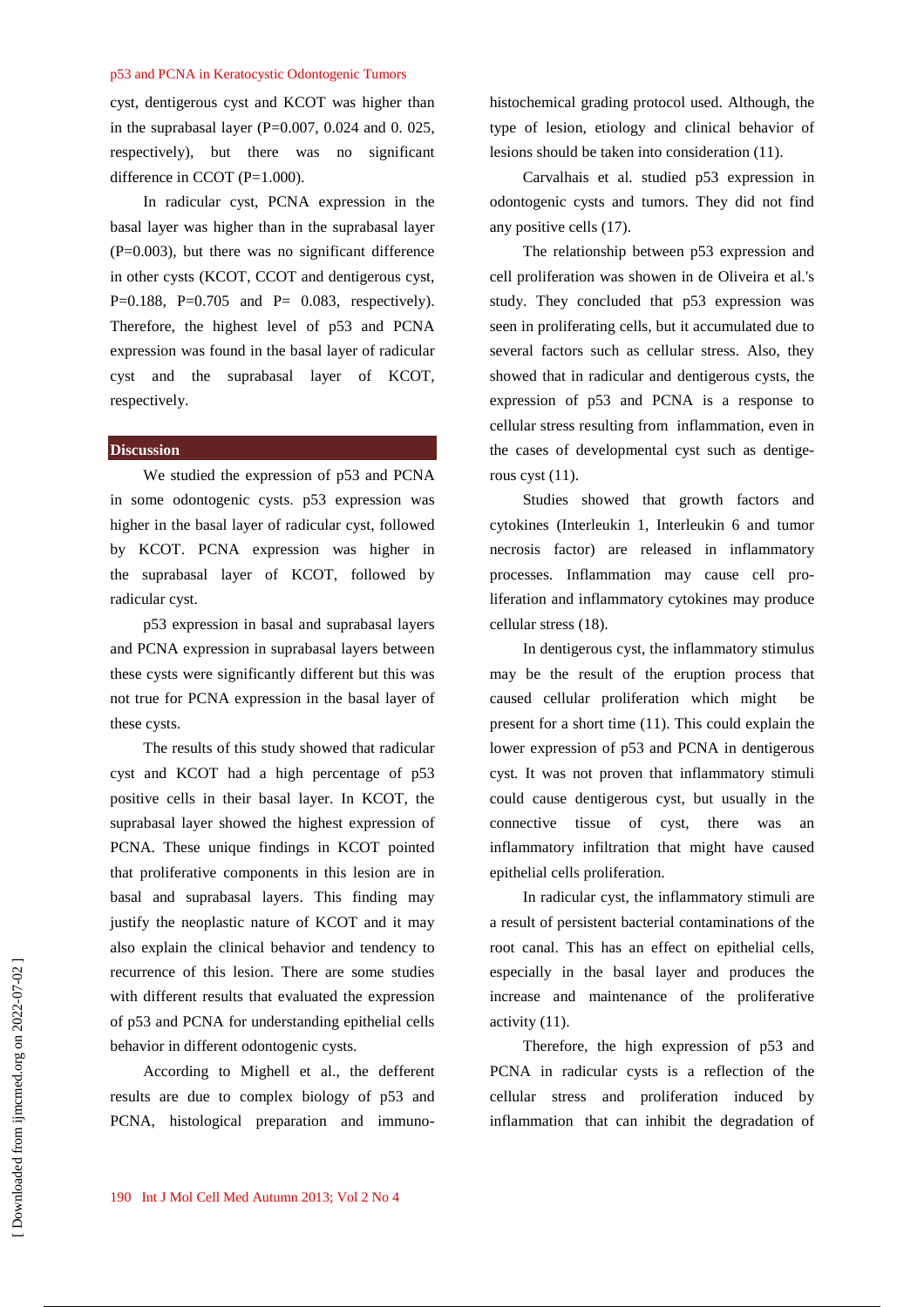cyst, dentigerous cyst and KCOT was higher than in the suprabasal layer (P=0.007, 0.024 and 0. 025, respectively), but there was no significant difference in CCOT (P=1.000).

In radicular cyst, PCNA expression in the basal layer was higher than in the suprabasal layer (P=0.003), but there was no significant difference in other cysts (KCOT, CCOT and dentigerous cyst, P=0.188, P=0.705 and P= 0.083, respectively). Therefore, the highest level of p53 and PCNA expression was found in the basal layer of radicular cyst and the suprabasal layer of KCOT, respectively.

## Discussion

We studied the expression of p53 and PCNA in some odontogenic cysts. p53 expression was higher in the basal layer of radicular cyst, followed by KCOT. PCNA expression was higher in the suprabasal layer of KCOT, followed by radicular cyst.

p53 expression in basal and suprabasal layers and PCNA expression in suprabasal layers between these cysts were significantly different but this was not true for PCNA expression in the basal layer of these cysts.

The results of this study showed that radicular cyst and KCOT had a high percentage of p53 positive cells in their basal layer. In KCOT, the suprabasal layer showed the highest expression of PCNA. These unique findings in KCOT pointed that proliferative components in this lesion are in basal and suprabasal layers. This finding may justify the neoplastic nature of KCOT and it may also explain the clinical behavior and tendency to recurrence of this lesion. There are some studies with different results that evaluated the expression of p53 and PCNA for understanding epithelial cells behavior in different odontogenic cysts.

According to Mighell et al., the defferent results are due to complex biology of p53 and PCNA, histological preparation and immunohistochemical grading protocol used. Although, the type of lesion, etiology and clinical behavior of lesions should be taken into consideration (11).

Carvalhais et al. studied p53 expression in odontogenic cysts and tumors. They did not find any positive cells (17).

The relationship between p53 expression and cell proliferation was showen in de Oliveira et al.'s study. They concluded that p53 expression was seen in proliferating cells, but it accumulated due to several factors such as cellular stress. Also, they showed that in radicular and dentigerous cysts, the expression of p53 and PCNA is a response to cellular stress resulting from inflammation, even in the cases of developmental cyst such as dentigerous cyst (11).

Studies showed that growth factors and cytokines (Interleukin 1, Interleukin 6 and tumor necrosis factor) are released in inflammatory processes. Inflammation may cause cell proliferation and inflammatory cytokines may produce cellular stress (18).

In dentigerous cyst, the inflammatory stimulus may be the result of the eruption process that caused cellular proliferation which might be present for a short time (11). This could explain the lower expression of p53 and PCNA in dentigerous cyst. It was not proven that inflammatory stimuli could cause dentigerous cyst, but usually in the connective tissue of cyst, there was an inflammatory infiltration that might have caused epithelial cells proliferation.

In radicular cyst, the inflammatory stimuli are a result of persistent bacterial contaminations of the root canal. This has an effect on epithelial cells, especially in the basal layer and produces the increase and maintenance of the proliferative activity (11).

Therefore, the high expression of p53 and PCNA in radicular cysts is a reflection of the cellular stress and proliferation induced by inflammation that can inhibit the degradation of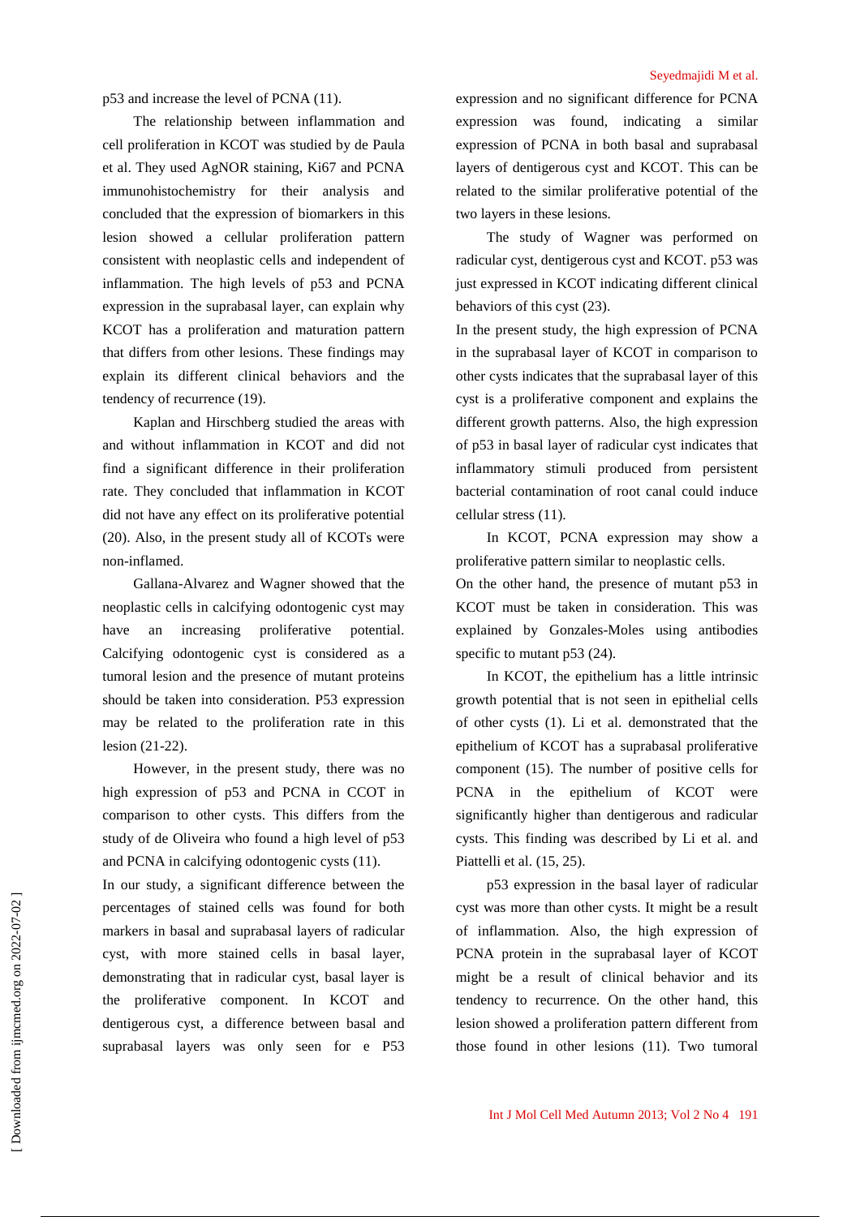p53 and increase the level of PCNA (11).

The relationship between inflammation and cell proliferation in KCOT was studied by de Paula et al. They used AgNOR staining, Ki67 and PCNA immunohistochemistry for their analysis and concluded that the expression of biomarkers in this lesion showed a cellular proliferation pattern consistent with neoplastic cells and independent of inflammation. The high levels of p53 and PCNA expression in the suprabasal layer, can explain why KCOT has a proliferation and maturation pattern that differs from other lesions. These findings may explain its different clinical behaviors and the tendency of recurrence (19).

Kaplan and Hirschberg studied the areas with and without inflammation in KCOT and did not find a significant difference in their proliferation rate. They concluded that inflammation in KCOT did not have any effect on its proliferative potential (20). Also, in the present study all of KCOTs were non-inflamed.

Gallana-Alvarez and Wagner showed that the neoplastic cells in calcifying odontogenic cyst may have an increasing proliferative potential. Calcifying odontogenic cyst is considered as a tumoral lesion and the presence of mutant proteins should be taken into consideration. P53 expression may be related to the proliferation rate in this lesion (21-22).

However, in the present study, there was no high expression of p53 and PCNA in CCOT in comparison to other cysts. This differs from the study of de Oliveira who found a high level of p53 and PCNA in calcifying odontogenic cysts (11).

In our study, a significant difference between the percentages of stained cells was found for both markers in basal and suprabasal layers of radicular cyst, with more stained cells in basal layer, demonstrating that in radicular cyst, basal layer is the proliferative component. In KCOT and dentigerous cyst, a difference between basal and suprabasal layers was only seen for e P53 expression and no significant difference for PCNA expression was found, indicating a similar expression of PCNA in both basal and suprabasal layers of dentigerous cyst and KCOT. This can be related to the similar proliferative potential of the two layers in these lesions.

The study of Wagner was performed on radicular cyst, dentigerous cyst and KCOT. p53 was just expressed in KCOT indicating different clinical behaviors of this cyst (23).

In the present study, the high expression of PCNA in the suprabasal layer of KCOT in comparison to other cysts indicates that the suprabasal layer of this cyst is a proliferative component and explains the different growth patterns. Also, the high expression of p53 in basal layer of radicular cyst indicates that inflammatory stimuli produced from persistent bacterial contamination of root canal could induce cellular stress (11).

In KCOT, PCNA expression may show a proliferative pattern similar to neoplastic cells.

On the other hand, the presence of mutant p53 in KCOT must be taken in consideration. This was explained by Gonzales-Moles using antibodies specific to mutant p53 (24).

In KCOT, the epithelium has a little intrinsic growth potential that is not seen in epithelial cells of other cysts (1). Li et al. demonstrated that the epithelium of KCOT has a suprabasal proliferative component (15). The number of positive cells for PCNA in the epithelium of KCOT were significantly higher than dentigerous and radicular cysts. This finding was described by Li et al. and Piattelli et al. (15, 25).

p53 expression in the basal layer of radicular cyst was more than other cysts. It might be a result of inflammation. Also, the high expression of PCNA protein in the suprabasal layer of KCOT might be a result of clinical behavior and its tendency to recurrence. On the other hand, this lesion showed a proliferation pattern different from those found in other lesions (11). Two tumoral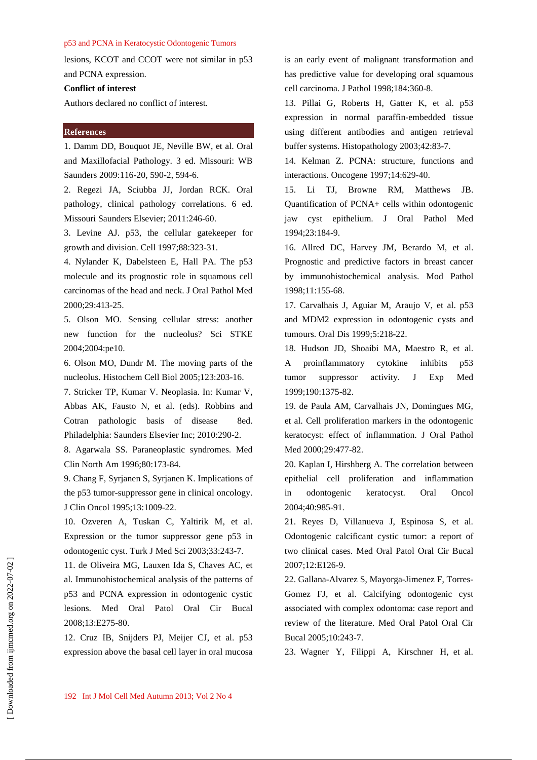lesions, KCOT and CCOT were not similar in p53 and PCNA expression.

**Conflict of interest**

Authors declared no conflict of interest.

## References

1. Damm DD, Bouquot JE, Neville BW, et al. Oral and Maxillofacial Pathology. 3 ed. Missouri: WB Saunders 2009:116-20, 590-2, 594-6.

2. Regezi JA, Sciubba JJ, Jordan RCK. Oral pathology, clinical pathology correlations. 6 ed. Missouri Saunders Elsevier; 2011:246-60.

3. Levine AJ. p53, the cellular gatekeeper for growth and division. Cell 1997;88:323-31.

4. Nylander K, Dabelsteen E, Hall PA. The p53 molecule and its prognostic role in squamous cell carcinomas of the head and neck. J Oral Pathol Med 2000;29:413-25.

5. Olson MO. Sensing cellular stress: another new function for the nucleolus? Sci STKE 2004;2004:pe10.

6. Olson MO, Dundr M. The moving parts of the nucleolus. Histochem Cell Biol 2005;123:203-16.

7. Stricker TP, Kumar V. Neoplasia. In: Kumar V, Abbas AK, Fausto N, et al. (eds). Robbins and Cotran pathologic basis of disease 8ed. Philadelphia: Saunders Elsevier Inc; 2010:290-2.

8. Agarwala SS. Paraneoplastic syndromes. Med Clin North Am 1996;80:173-84.

9. Chang F, Syrjanen S, Syrjanen K. Implications of the p53 tumor-suppressor gene in clinical oncology. J Clin Oncol 1995;13:1009-22.

10. Ozveren A, Tuskan C, Yaltirik M, et al. Expression or the tumor suppressor gene p53 in odontogenic cyst. Turk J Med Sci 2003;33:243-7.

11. de Oliveira MG, Lauxen Ida S, Chaves AC, et al. Immunohistochemical analysis of the patterns of p53 and PCNA expression in odontogenic cystic lesions. Med Oral Patol Oral Cir Bucal 2008;13:E275-80.

12. Cruz IB, Snijders PJ, Meijer CJ, et al. p53 expression above the basal cell layer in oral mucosa is an early event of malignant transformation and has predictive value for developing oral squamous cell carcinoma. J Pathol 1998;184:360-8.

13. Pillai G, Roberts H, Gatter K, et al. p53 expression in normal paraffin-embedded tissue using different antibodies and antigen retrieval buffer systems. Histopathology 2003;42:83-7.

14. Kelman Z. PCNA: structure, functions and interactions. Oncogene 1997;14:629-40.

15. Li TJ, Browne RM, Matthews JB. Quantification of PCNA+ cells within odontogenic jaw cyst epithelium. J Oral Pathol Med 1994;23:184-9.

16. Allred DC, Harvey JM, Berardo M, et al. Prognostic and predictive factors in breast cancer by immunohistochemical analysis. Mod Pathol 1998;11:155-68.

17. Carvalhais J, Aguiar M, Araujo V, et al. p53 and MDM2 expression in odontogenic cysts and tumours. Oral Dis 1999;5:218-22.

18. Hudson JD, Shoaibi MA, Maestro R, et al. A proinflammatory cytokine inhibits p53 tumor suppressor activity. J Exp Med 1999;190:1375-82.

19. de Paula AM, Carvalhais JN, Domingues MG, et al. Cell proliferation markers in the odontogenic keratocyst: effect of inflammation. J Oral Pathol Med 2000;29:477-82.

20. Kaplan I, Hirshberg A. The correlation between epithelial cell proliferation and inflammation in odontogenic keratocyst. Oral Oncol 2004;40:985-91.

21. Reyes D, Villanueva J, Espinosa S, et al. Odontogenic calcificant cystic tumor: a report of two clinical cases. Med Oral Patol Oral Cir Bucal 2007;12:E126-9.

22. Gallana-Alvarez S, Mayorga-Jimenez F, Torres-Gomez FJ, et al. Calcifying odontogenic cyst associated with complex odontoma: case report and review of the literature. Med Oral Patol Oral Cir Bucal 2005;10:243-7.

23. Wagner Y, Filippi A, Kirschner H, et al.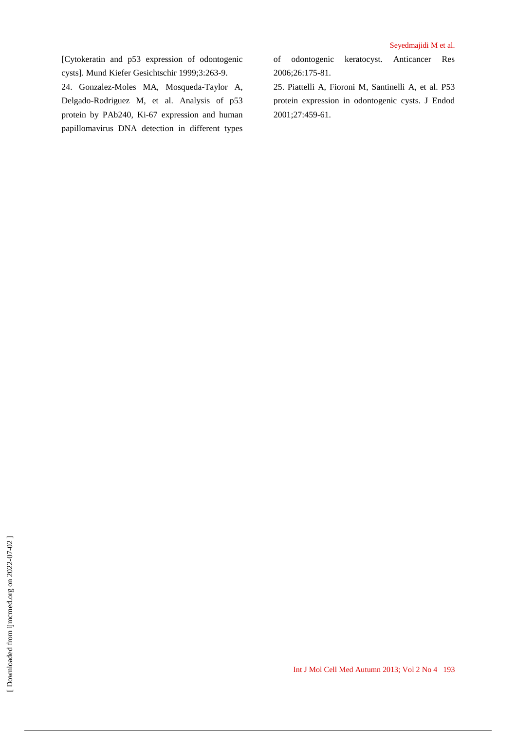[Cytokeratin and p53 expression of odontogenic cysts]. Mund Kiefer Gesichtschir 1999;3:263-9.

24. Gonzalez-Moles MA, Mosqueda-Taylor A, Delgado-Rodriguez M, et al. Analysis of p53 protein by PAb240, Ki-67 expression and human papillomavirus DNA detection in different types of odontogenic keratocyst. Anticancer Res 2006;26:175-81.

25. Piattelli A, Fioroni M, Santinelli A, et al. P53 protein expression in odontogenic cysts. J Endod 2001;27:459-61.